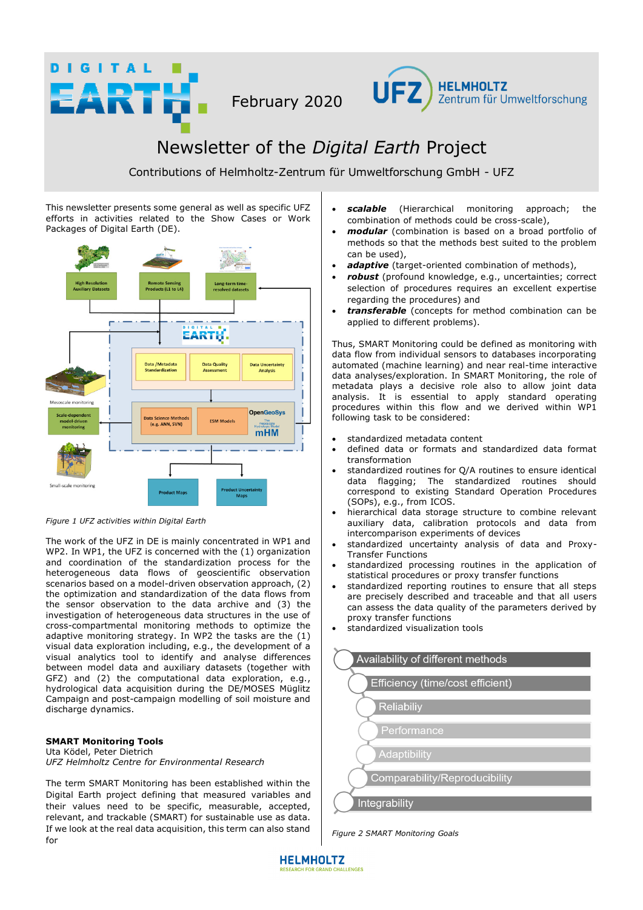February 2020

# Newsletter of the *Digital Earth* Project

Contributions of Helmholtz-Zentrum für Umweltforschung GmbH - UFZ

This newsletter presents some general as well as specific UFZ efforts in activities related to the Show Cases or Work Packages of Digital Earth (DE).

*Figure 1 UFZ activities within Digital Earth*

The work of the UFZ in DE is mainly concentrated in WP1 and WP2. In WP1, the UFZ is concerned with the (1) organization and coordination of the standardization process for the heterogeneous data flows of geoscientific observation scenarios based on a model-driven observation approach, (2) the optimization and standardization of the data flows from the sensor observation to the data archive and (3) the investigation of heterogeneous data structures in the use of cross-compartmental monitoring methods to optimize the adaptive monitoring strategy. In WP2 the tasks are the (1) visual data exploration including, e.g., the development of a visual analytics tool to identify and analyse differences between model data and auxiliary datasets (together with GFZ) and (2) the computational data exploration, e.g., hydrological data acquisition during the DE/MOSES Müglitz Campaign and post-campaign modelling of soil moisture and discharge dynamics.

## SMART Monitoring Tools

Uta Ködel, Peter Dietrich
*UFZ Helmholtz Centre for Environmental Research*

The term SMART Monitoring has been established within the Digital Earth project defining that measured variables and their values need to be specific, measurable, accepted, relevant, and trackable (SMART) for sustainable use as data. If we look at the real data acquisition, this term can also stand for

- ***scalable*** (Hierarchical monitoring approach; the combination of methods could be cross-scale),
- ***modular*** (combination is based on a broad portfolio of methods so that the methods best suited to the problem can be used),
- ***adaptive*** (target-oriented combination of methods),
- ***robust*** (profound knowledge, e.g., uncertainties; correct selection of procedures requires an excellent expertise regarding the procedures) and
- ***transferable*** (concepts for method combination can be applied to different problems).

Thus, SMART Monitoring could be defined as monitoring with data flow from individual sensors to databases incorporating automated (machine learning) and near real-time interactive data analyses/exploration. In SMART Monitoring, the role of metadata plays a decisive role also to allow joint data analysis. It is essential to apply standard operating procedures within this flow and we derived within WP1 following task to be considered:

- standardized metadata content
- defined data or formats and standardized data format transformation
- standardized routines for Q/A routines to ensure identical data flagging; The standardized routines should correspond to existing Standard Operation Procedures (SOPs), e.g., from ICOS.
- hierarchical data storage structure to combine relevant auxiliary data, calibration protocols and data from intercomparison experiments of devices
- standardized uncertainty analysis of data and Proxy-Transfer Functions
- standardized processing routines in the application of statistical procedures or proxy transfer functions
- standardized reporting routines to ensure that all steps are precisely described and traceable and that all users can assess the data quality of the parameters derived by proxy transfer functions
- standardized visualization tools

*Figure 2 SMART Monitoring Goals*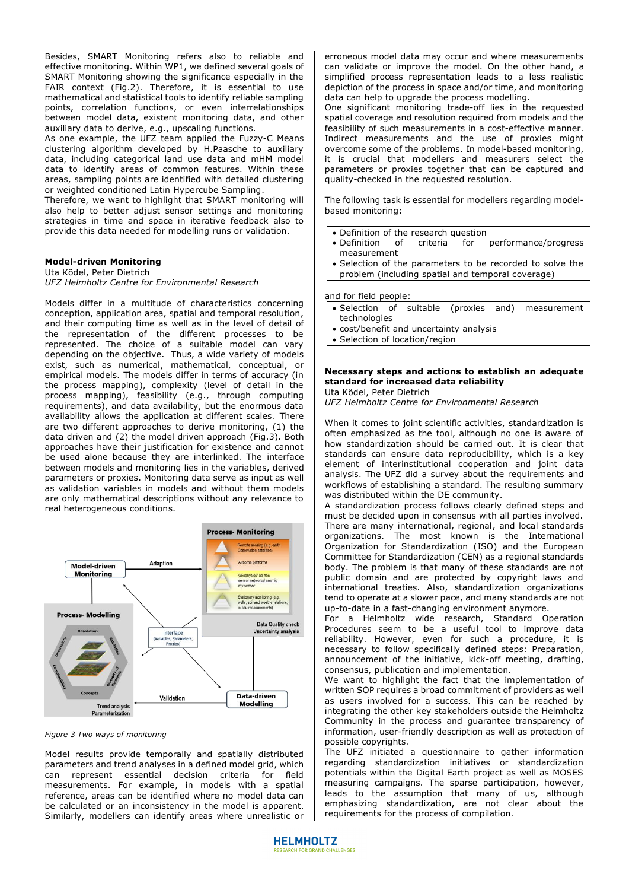Besides, SMART Monitoring refers also to reliable and effective monitoring. Within WP1, we defined several goals of SMART Monitoring showing the significance especially in the FAIR context (Fig.2). Therefore, it is essential to use mathematical and statistical tools to identify reliable sampling points, correlation functions, or even interrelationships between model data, existent monitoring data, and other auxiliary data to derive, e.g., upscaling functions.

As one example, the UFZ team applied the Fuzzy-C Means clustering algorithm developed by H.Paasche to auxiliary data, including categorical land use data and mHM model data to identify areas of common features. Within these areas, sampling points are identified with detailed clustering or weighted conditioned Latin Hypercube Sampling.

Therefore, we want to highlight that SMART monitoring will also help to better adjust sensor settings and monitoring strategies in time and space in iterative feedback also to provide this data needed for modelling runs or validation.

### Model-driven Monitoring

Uta Ködel, Peter Dietrich

*UFZ Helmholtz Centre for Environmental Research*

Models differ in a multitude of characteristics concerning conception, application area, spatial and temporal resolution, and their computing time as well as in the level of detail of the representation of the different processes to be represented. The choice of a suitable model can vary depending on the objective. Thus, a wide variety of models exist, such as numerical, mathematical, conceptual, or empirical models. The models differ in terms of accuracy (in the process mapping), complexity (level of detail in the process mapping), feasibility (e.g., through computing requirements), and data availability, but the enormous data availability allows the application at different scales. There are two different approaches to derive monitoring, (1) the data driven and (2) the model driven approach (Fig.3). Both approaches have their justification for existence and cannot be used alone because they are interlinked. The interface between models and monitoring lies in the variables, derived parameters or proxies. Monitoring data serve as input as well as validation variables in models and without them models are only mathematical descriptions without any relevance to real heterogeneous conditions.

*Figure 3 Two ways of monitoring*

Model results provide temporally and spatially distributed parameters and trend analyses in a defined model grid, which can represent essential decision criteria for field measurements. For example, in models with a spatial reference, areas can be identified where no model data can be calculated or an inconsistency in the model is apparent. Similarly, modellers can identify areas where unrealistic or erroneous model data may occur and where measurements can validate or improve the model. On the other hand, a simplified process representation leads to a less realistic depiction of the process in space and/or time, and monitoring data can help to upgrade the process modelling.

One significant monitoring trade-off lies in the requested spatial coverage and resolution required from models and the feasibility of such measurements in a cost-effective manner. Indirect measurements and the use of proxies might overcome some of the problems. In model-based monitoring, it is crucial that modellers and measurers select the parameters or proxies together that can be captured and quality-checked in the requested resolution.

The following task is essential for modellers regarding model-based monitoring:

- Definition of the research question
- Definition of criteria for performance/progress measurement
- Selection of the parameters to be recorded to solve the problem (including spatial and temporal coverage)

and for field people:

- Selection of suitable (proxies and) measurement technologies
- cost/benefit and uncertainty analysis
- Selection of location/region

### Necessary steps and actions to establish an adequate standard for increased data reliability

Uta Ködel, Peter Dietrich

*UFZ Helmholtz Centre for Environmental Research*

When it comes to joint scientific activities, standardization is often emphasized as the tool, although no one is aware of how standardization should be carried out. It is clear that standards can ensure data reproducibility, which is a key element of interinstitutional cooperation and joint data analysis. The UFZ did a survey about the requirements and workflows of establishing a standard. The resulting summary was distributed within the DE community.

A standardization process follows clearly defined steps and must be decided upon in consensus with all parties involved. There are many international, regional, and local standards organizations. The most known is the International Organization for Standardization (ISO) and the European Committee for Standardization (CEN) as a regional standards body. The problem is that many of these standards are not public domain and are protected by copyright laws and international treaties. Also, standardization organizations tend to operate at a slower pace, and many standards are not up-to-date in a fast-changing environment anymore.

For a Helmholtz wide research, Standard Operation Procedures seem to be a useful tool to improve data reliability. However, even for such a procedure, it is necessary to follow specifically defined steps: Preparation, announcement of the initiative, kick-off meeting, drafting, consensus, publication and implementation.

We want to highlight the fact that the implementation of written SOP requires a broad commitment of providers as well as users involved for a success. This can be reached by integrating the other key stakeholders outside the Helmholtz Community in the process and guarantee transparency of information, user-friendly description as well as protection of possible copyrights.

The UFZ initiated a questionnaire to gather information regarding standardization initiatives or standardization potentials within the Digital Earth project as well as MOSES measuring campaigns. The sparse participation, however, leads to the assumption that many of us, although emphasizing standardization, are not clear about the requirements for the process of compilation.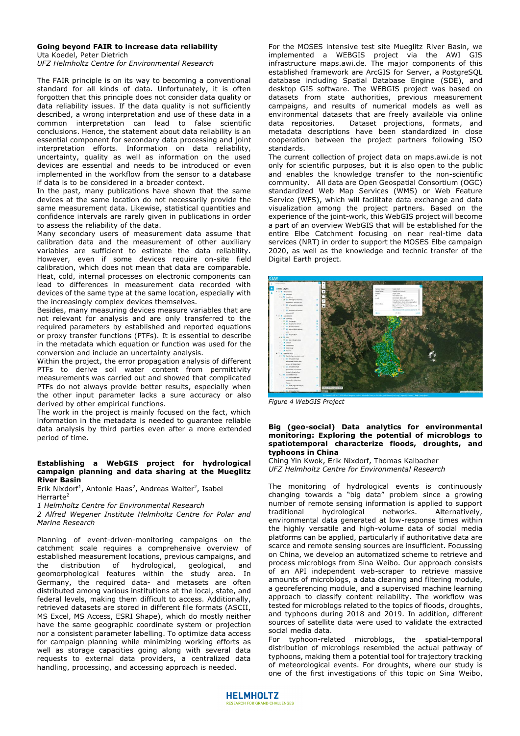### Going beyond FAIR to increase data reliability

Uta Koedel, Peter Dietrich

*UFZ Helmholtz Centre for Environmental Research*

The FAIR principle is on its way to becoming a conventional standard for all kinds of data. Unfortunately, it is often forgotten that this principle does not consider data quality or data reliability issues. If the data quality is not sufficiently described, a wrong interpretation and use of these data in a common interpretation can lead to false scientific conclusions. Hence, the statement about data reliability is an essential component for secondary data processing and joint interpretation efforts. Information on data reliability, uncertainty, quality as well as information on the used devices are essential and needs to be introduced or even implemented in the workflow from the sensor to a database if data is to be considered in a broader context.

In the past, many publications have shown that the same devices at the same location do not necessarily provide the same measurement data. Likewise, statistical quantities and confidence intervals are rarely given in publications in order to assess the reliability of the data.

Many secondary users of measurement data assume that calibration data and the measurement of other auxiliary variables are sufficient to estimate the data reliability. However, even if some devices require on-site field calibration, which does not mean that data are comparable. Heat, cold, internal processes on electronic components can lead to differences in measurement data recorded with devices of the same type at the same location, especially with the increasingly complex devices themselves.

Besides, many measuring devices measure variables that are not relevant for analysis and are only transferred to the required parameters by established and reported equations or proxy transfer functions (PTFs). It is essential to describe in the metadata which equation or function was used for the conversion and include an uncertainty analysis.

Within the project, the error propagation analysis of different PTFs to derive soil water content from permittivity measurements was carried out and showed that complicated PTFs do not always provide better results, especially when the other input parameter lacks a sure accuracy or also derived by other empirical functions.

The work in the project is mainly focused on the fact, which information in the metadata is needed to guarantee reliable data analysis by third parties even after a more extended period of time.

### Establishing a WebGIS project for hydrological campaign planning and data sharing at the Mueglitz River Basin

Erik Nixdorf[1], Antonie Haas[2], Andreas Walter[2], Isabel Herrarte[2]

*1 Helmholtz Centre for Environmental Research*

*2 Alfred Wegener Institute Helmholtz Centre for Polar and Marine Research*

Planning of event-driven-monitoring campaigns on the catchment scale requires a comprehensive overview of established measurement locations, previous campaigns, and the distribution of hydrological, geological, and geomorphological features within the study area. In Germany, the required data- and metasets are often distributed among various institutions at the local, state, and federal levels, making them difficult to access. Additionally, retrieved datasets are stored in different file formats (ASCII, MS Excel, MS Access, ESRI Shape), which do mostly neither have the same geographic coordinate system or projection nor a consistent parameter labelling. To optimize data access for campaign planning while minimizing working efforts as well as storage capacities going along with several data requests to external data providers, a centralized data handling, processing, and accessing approach is needed.

For the MOSES intensive test site Mueglitz River Basin, we implemented a WEBGIS project via the AWI GIS infrastructure maps.awi.de. The major components of this established framework are ArcGIS for Server, a PostgreSQL database including Spatial Database Engine (SDE), and desktop GIS software. The WEBGIS project was based on datasets from state authorities, previous measurement campaigns, and results of numerical models as well as environmental datasets that are freely available via online data repositories. Dataset projections, formats, and metadata descriptions have been standardized in close cooperation between the project partners following ISO standards.

The current collection of project data on maps.awi.de is not only for scientific purposes, but it is also open to the public and enables the knowledge transfer to the non-scientific community. All data are Open Geospatial Consortium (OGC) standardized Web Map Services (WMS) or Web Feature Service (WFS), which will facilitate data exchange and data visualization among the project partners. Based on the experience of the joint-work, this WebGIS project will become a part of an overview WebGIS that will be established for the entire Elbe Catchment focusing on near real-time data services (NRT) in order to support the MOSES Elbe campaign 2020, as well as the knowledge and technic transfer of the Digital Earth project.

*Figure 4 WebGIS Project*

### Big (geo-social) Data analytics for environmental monitoring: Exploring the potential of microblogs to spatiotemporal characterize floods, droughts, and typhoons in China

Ching Yin Kwok, Erik Nixdorf, Thomas Kalbacher

*UFZ Helmholtz Centre for Environmental Research*

The monitoring of hydrological events is continuously changing towards a "big data" problem since a growing number of remote sensing information is applied to support traditional hydrological networks. Alternatively, environmental data generated at low-response times within the highly versatile and high-volume data of social media platforms can be applied, particularly if authoritative data are scarce and remote sensing sources are insufficient. Focussing on China, we develop an automatized scheme to retrieve and process microblogs from Sina Weibo. Our approach consists of an API independent web-scraper to retrieve massive amounts of microblogs, a data cleaning and filtering module, a georeferencing module, and a supervised machine learning approach to classify content reliability. The workflow was tested for microblogs related to the topics of floods, droughts, and typhoons during 2018 and 2019. In addition, different sources of satellite data were used to validate the extracted social media data.

For typhoon-related microblogs, the spatial-temporal distribution of microblogs resembled the actual pathway of typhoons, making them a potential tool for trajectory tracking of meteorological events. For droughts, where our study is one of the first investigations of this topic on Sina Weibo,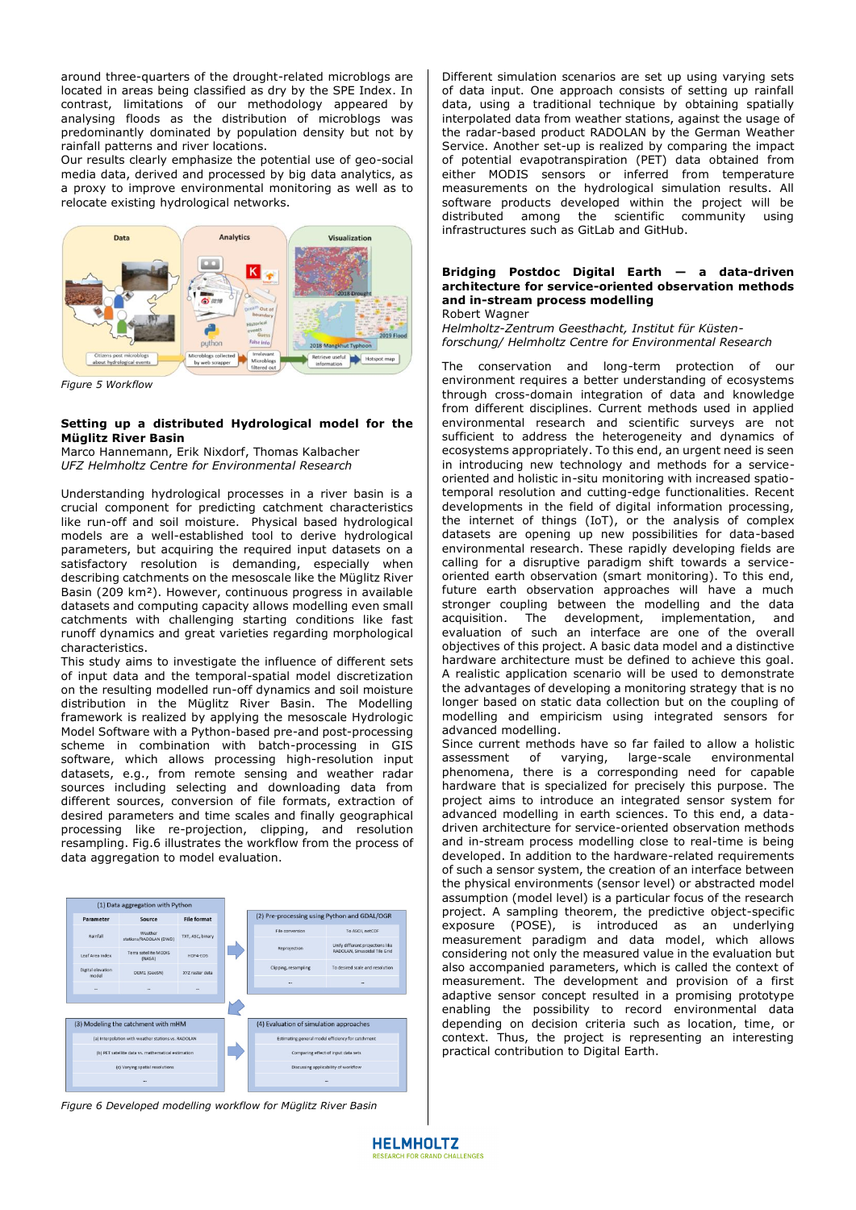around three-quarters of the drought-related microblogs are located in areas being classified as dry by the SPE Index. In contrast, limitations of our methodology appeared by analysing floods as the distribution of microblogs was predominantly dominated by population density but not by rainfall patterns and river locations.

Our results clearly emphasize the potential use of geo-social media data, derived and processed by big data analytics, as a proxy to improve environmental monitoring as well as to relocate existing hydrological networks.

Data

Analytics

Visualization

Citizens post microblogs about hydrological events

Microblogs collected by web scraper

Irrelevant Microblogs filtered out

Retrieve useful information

Hotspot map

*Figure 5 Workflow*

**Setting up a distributed Hydrological model for the Müglitz River Basin**

Marco Hannemann, Erik Nixdorf, Thomas Kalbacher

*UFZ Helmholtz Centre for Environmental Research*

Understanding hydrological processes in a river basin is a crucial component for predicting catchment characteristics like run-off and soil moisture. Physical based hydrological models are a well-established tool to derive hydrological parameters, but acquiring the required input datasets on a satisfactory resolution is demanding, especially when describing catchments on the mesoscale like the Müglitz River Basin (209 km²). However, continuous progress in available datasets and computing capacity allows modelling even small catchments with challenging starting conditions like fast runoff dynamics and great varieties regarding morphological characteristics.

This study aims to investigate the influence of different sets of input data and the temporal-spatial model discretization on the resulting modelled run-off dynamics and soil moisture distribution in the Müglitz River Basin. The Modelling framework is realized by applying the mesoscale Hydrologic Model Software with a Python-based pre-and post-processing scheme in combination with batch-processing in GIS software, which allows processing high-resolution input datasets, e.g., from remote sensing and weather radar sources including selecting and downloading data from different sources, conversion of file formats, extraction of desired parameters and time scales and finally geographical processing like re-projection, clipping, and resolution resampling. Fig.6 illustrates the workflow from the process of data aggregation to model evaluation.

(1) Data aggregation with Python

| Parameter | Source | File format |
|---|---|---|
| Rainfall | Weather stations/RADOLAN (DWD) | TXT, ASC, binary |
| Leaf Area Index | Terra satellite MODIS (NASA) | HDF4-EOS |
| Digital elevation model | DEM1 (GeoSN) | XYZ raster data |
| ... | ... | ... |

(2) Pre-processing using Python and GDAL/OGR

| | |
|---|---|
| File conversion | To ASCII, netCDF |
| Reprojection | Unify different projections like RADOLAN, Sinusoidal Tile Grid |
| Clipping, resampling | To desired scale and resolution |
| ... | ... |

(3) Modeling the catchment with mHM

(a) Interpolation with weather stations vs. RADOLAN

(b) PET satellite data vs. mathematical estimation

(c) Varying spatial resolutions

...

(4) Evaluation of simulation approaches

Estimating general model efficiency for catchment

Comparing effect of input data sets

Discussing applicability of workflow

...

*Figure 6 Developed modelling workflow for Müglitz River Basin*

Different simulation scenarios are set up using varying sets of data input. One approach consists of setting up rainfall data, using a traditional technique by obtaining spatially interpolated data from weather stations, against the usage of the radar-based product RADOLAN by the German Weather Service. Another set-up is realized by comparing the impact of potential evapotranspiration (PET) data obtained from either MODIS sensors or inferred from temperature measurements on the hydrological simulation results. All software products developed within the project will be distributed among the scientific community using infrastructures such as GitLab and GitHub.

**Bridging Postdoc Digital Earth — a data-driven architecture for service-oriented observation methods and in-stream process modelling**

Robert Wagner

*Helmholtz-Zentrum Geesthacht, Institut für Küsten-forschung/ Helmholtz Centre for Environmental Research*

The conservation and long-term protection of our environment requires a better understanding of ecosystems through cross-domain integration of data and knowledge from different disciplines. Current methods used in applied environmental research and scientific surveys are not sufficient to address the heterogeneity and dynamics of ecosystems appropriately. To this end, an urgent need is seen in introducing new technology and methods for a service-oriented and holistic in-situ monitoring with increased spatio-temporal resolution and cutting-edge functionalities. Recent developments in the field of digital information processing, the internet of things (IoT), or the analysis of complex datasets are opening up new possibilities for data-based environmental research. These rapidly developing fields are calling for a disruptive paradigm shift towards a service-oriented earth observation (smart monitoring). To this end, future earth observation approaches will have a much stronger coupling between the modelling and the data acquisition. The development, implementation, and evaluation of such an interface are one of the overall objectives of this project. A basic data model and a distinctive hardware architecture must be defined to achieve this goal. A realistic application scenario will be used to demonstrate the advantages of developing a monitoring strategy that is no longer based on static data collection but on the coupling of modelling and empiricism using integrated sensors for advanced modelling.

Since current methods have so far failed to allow a holistic assessment of varying, large-scale environmental phenomena, there is a corresponding need for capable hardware that is specialized for precisely this purpose. The project aims to introduce an integrated sensor system for advanced modelling in earth sciences. To this end, a data-driven architecture for service-oriented observation methods and in-stream process modelling close to real-time is being developed. In addition to the hardware-related requirements of such a sensor system, the creation of an interface between the physical environments (sensor level) or abstracted model assumption (model level) is a particular focus of the research project. A sampling theorem, the predictive object-specific exposure (POSE), is introduced as an underlying measurement paradigm and data model, which allows considering not only the measured value in the evaluation but also accompanied parameters, which is called the context of measurement. The development and provision of a first adaptive sensor concept resulted in a promising prototype enabling the possibility to record environmental data depending on decision criteria such as location, time, or context. Thus, the project is representing an interesting practical contribution to Digital Earth.